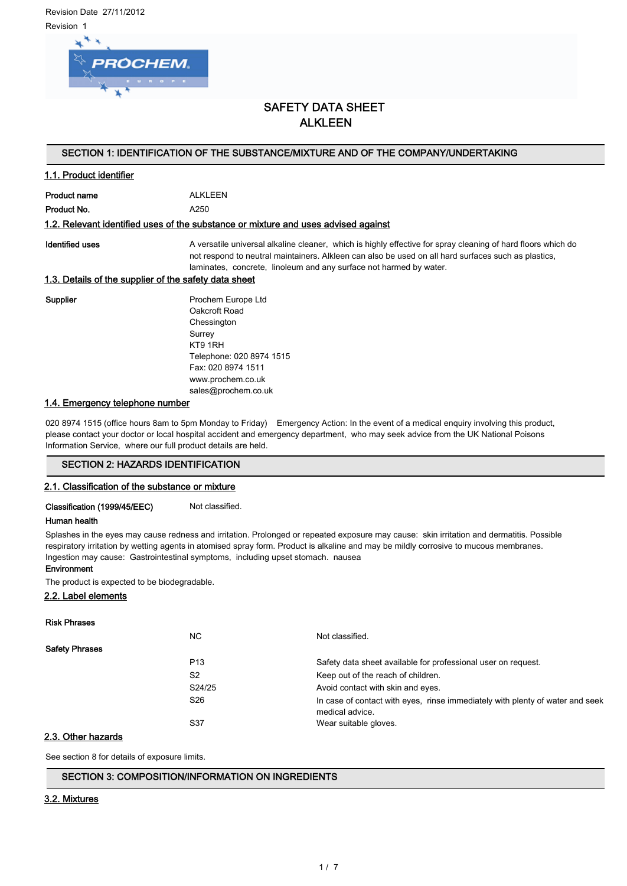Revision Date 27/11/2012

Revision 1

# SAFETY DATA SHEET
# ALKLEEN

## SECTION 1: IDENTIFICATION OF THE SUBSTANCE/MIXTURE AND OF THE COMPANY/UNDERTAKING

### 1.1. Product identifier

| | |
|---|---|
| **Product name** | ALKLEEN |
| **Product No.** | A250 |

### 1.2. Relevant identified uses of the substance or mixture and uses advised against

**Identified uses** A versatile universal alkaline cleaner, which is highly effective for spray cleaning of hard floors which do not respond to neutral maintainers. Alkleen can also be used on all hard surfaces such as plastics, laminates, concrete, linoleum and any surface not harmed by water.

### 1.3. Details of the supplier of the safety data sheet

**Supplier**

Prochem Europe Ltd
Oakcroft Road
Chessington
Surrey
KT9 1RH
Telephone: 020 8974 1515
Fax: 020 8974 1511
www.prochem.co.uk
sales@prochem.co.uk

### 1.4. Emergency telephone number

020 8974 1515 (office hours 8am to 5pm Monday to Friday) Emergency Action: In the event of a medical enquiry involving this product, please contact your doctor or local hospital accident and emergency department, who may seek advice from the UK National Poisons Information Service, where our full product details are held.

## SECTION 2: HAZARDS IDENTIFICATION

### 2.1. Classification of the substance or mixture

**Classification (1999/45/EEC)** Not classified.

**Human health**

Splashes in the eyes may cause redness and irritation. Prolonged or repeated exposure may cause: skin irritation and dermatitis. Possible respiratory irritation by wetting agents in atomised spray form. Product is alkaline and may be mildly corrosive to mucous membranes. Ingestion may cause: Gastrointestinal symptoms, including upset stomach. nausea

**Environment**

The product is expected to be biodegradable.

### 2.2. Label elements

**Risk Phrases**

| | |
|---|---|
| NC | Not classified. |

**Safety Phrases**

| | |
|---|---|
| P13 | Safety data sheet available for professional user on request. |
| S2 | Keep out of the reach of children. |
| S24/25 | Avoid contact with skin and eyes. |
| S26 | In case of contact with eyes, rinse immediately with plenty of water and seek medical advice. |
| S37 | Wear suitable gloves. |

### 2.3. Other hazards

See section 8 for details of exposure limits.

## SECTION 3: COMPOSITION/INFORMATION ON INGREDIENTS

### 3.2. Mixtures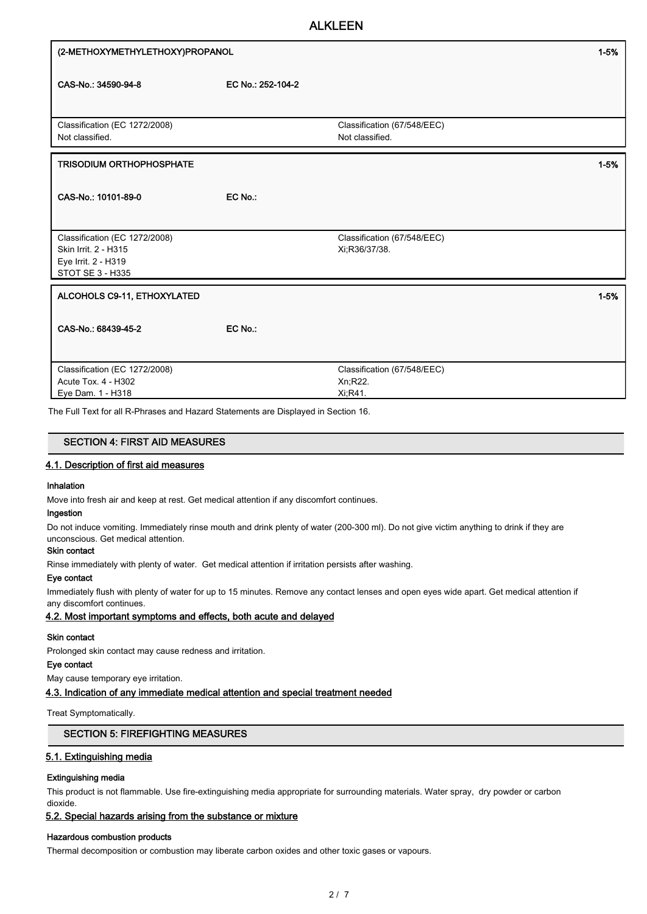| (2-METHOXYMETHYLETHOXY)PROPANOL | | 1-5% |
|---|---|---|
| CAS-No.: 34590-94-8 | EC No.: 252-104-2 | |
| Classification (EC 1272/2008)<br>Not classified. | Classification (67/548/EEC)<br>Not classified. | |

| TRISODIUM ORTHOPHOSPHATE | | 1-5% |
|---|---|---|
| CAS-No.: 10101-89-0 | EC No.: | |
| Classification (EC 1272/2008)<br>Skin Irrit. 2 - H315<br>Eye Irrit. 2 - H319<br>STOT SE 3 - H335 | Classification (67/548/EEC)<br>Xi;R36/37/38. | |

| ALCOHOLS C9-11, ETHOXYLATED | | 1-5% |
|---|---|---|
| CAS-No.: 68439-45-2 | EC No.: | |
| Classification (EC 1272/2008)<br>Acute Tox. 4 - H302<br>Eye Dam. 1 - H318 | Classification (67/548/EEC)<br>Xn;R22.<br>Xi;R41. | |

The Full Text for all R-Phrases and Hazard Statements are Displayed in Section 16.

## SECTION 4: FIRST AID MEASURES

### 4.1. Description of first aid measures

**Inhalation**

Move into fresh air and keep at rest. Get medical attention if any discomfort continues.

**Ingestion**

Do not induce vomiting. Immediately rinse mouth and drink plenty of water (200-300 ml). Do not give victim anything to drink if they are unconscious. Get medical attention.

**Skin contact**

Rinse immediately with plenty of water. Get medical attention if irritation persists after washing.

**Eye contact**

Immediately flush with plenty of water for up to 15 minutes. Remove any contact lenses and open eyes wide apart. Get medical attention if any discomfort continues.

### 4.2. Most important symptoms and effects, both acute and delayed

**Skin contact**

Prolonged skin contact may cause redness and irritation.

**Eye contact**

May cause temporary eye irritation.

### 4.3. Indication of any immediate medical attention and special treatment needed

Treat Symptomatically.

## SECTION 5: FIREFIGHTING MEASURES

### 5.1. Extinguishing media

**Extinguishing media**

This product is not flammable. Use fire-extinguishing media appropriate for surrounding materials. Water spray, dry powder or carbon dioxide.

### 5.2. Special hazards arising from the substance or mixture

**Hazardous combustion products**

Thermal decomposition or combustion may liberate carbon oxides and other toxic gases or vapours.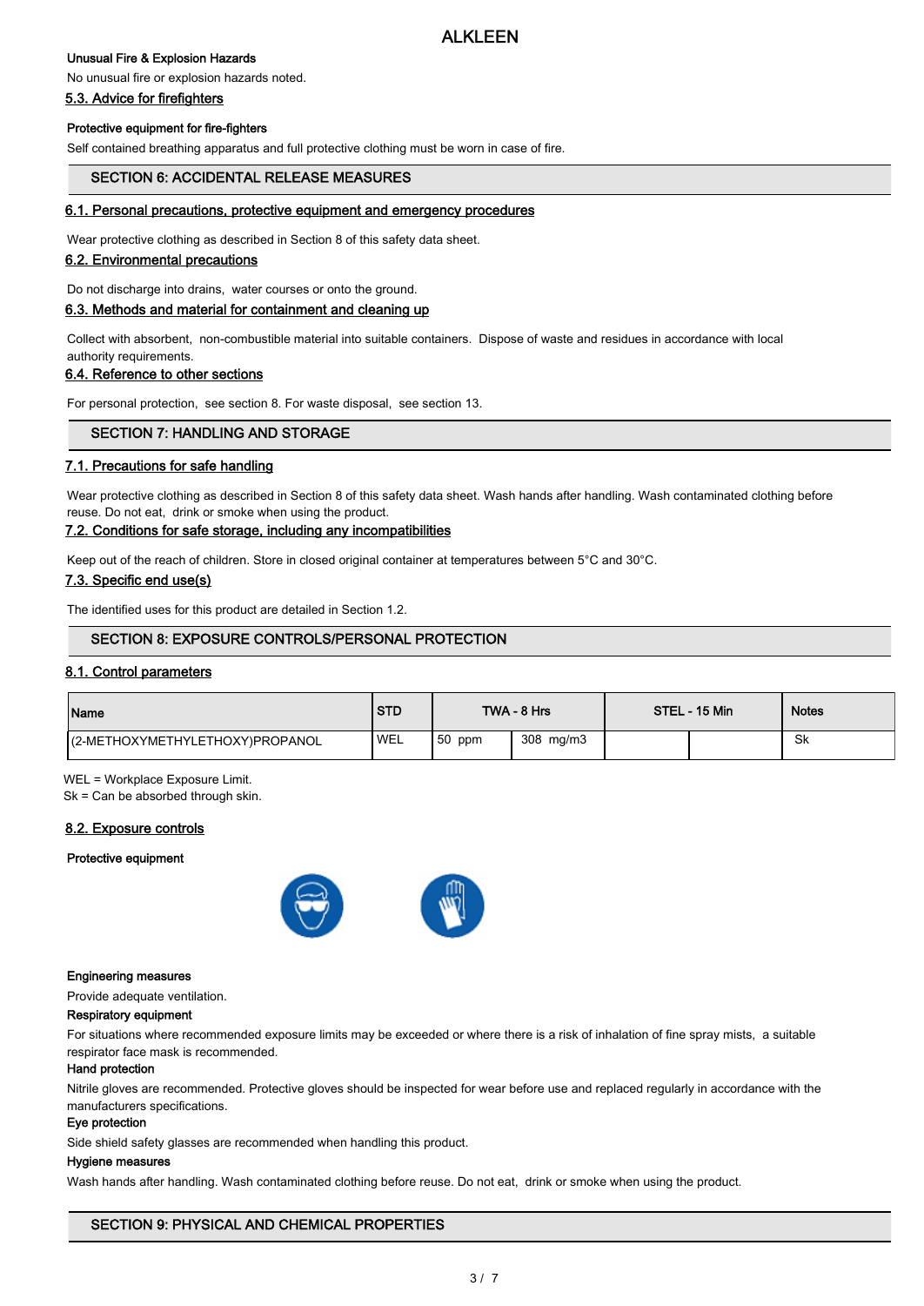**Unusual Fire & Explosion Hazards**

No unusual fire or explosion hazards noted.

### 5.3. Advice for firefighters

**Protective equipment for fire-fighters**

Self contained breathing apparatus and full protective clothing must be worn in case of fire.

## SECTION 6: ACCIDENTAL RELEASE MEASURES

### 6.1. Personal precautions, protective equipment and emergency procedures

Wear protective clothing as described in Section 8 of this safety data sheet.

### 6.2. Environmental precautions

Do not discharge into drains, water courses or onto the ground.

### 6.3. Methods and material for containment and cleaning up

Collect with absorbent, non-combustible material into suitable containers. Dispose of waste and residues in accordance with local authority requirements.

### 6.4. Reference to other sections

For personal protection, see section 8. For waste disposal, see section 13.

## SECTION 7: HANDLING AND STORAGE

### 7.1. Precautions for safe handling

Wear protective clothing as described in Section 8 of this safety data sheet. Wash hands after handling. Wash contaminated clothing before reuse. Do not eat, drink or smoke when using the product.

### 7.2. Conditions for safe storage, including any incompatibilities

Keep out of the reach of children. Store in closed original container at temperatures between 5°C and 30°C.

### 7.3. Specific end use(s)

The identified uses for this product are detailed in Section 1.2.

## SECTION 8: EXPOSURE CONTROLS/PERSONAL PROTECTION

### 8.1. Control parameters

| Name | STD | TWA - 8 Hrs | | STEL - 15 Min | | Notes |
|---|---|---|---|---|---|---|
| (2-METHOXYMETHYLETHOXY)PROPANOL | WEL | 50 ppm | 308 mg/m3 | | | Sk |

WEL = Workplace Exposure Limit.
Sk = Can be absorbed through skin.

### 8.2. Exposure controls

**Protective equipment**

**Engineering measures**

Provide adequate ventilation.

**Respiratory equipment**

For situations where recommended exposure limits may be exceeded or where there is a risk of inhalation of fine spray mists, a suitable respirator face mask is recommended.

**Hand protection**

Nitrile gloves are recommended. Protective gloves should be inspected for wear before use and replaced regularly in accordance with the manufacturers specifications.

**Eye protection**

Side shield safety glasses are recommended when handling this product.

**Hygiene measures**

Wash hands after handling. Wash contaminated clothing before reuse. Do not eat, drink or smoke when using the product.

## SECTION 9: PHYSICAL AND CHEMICAL PROPERTIES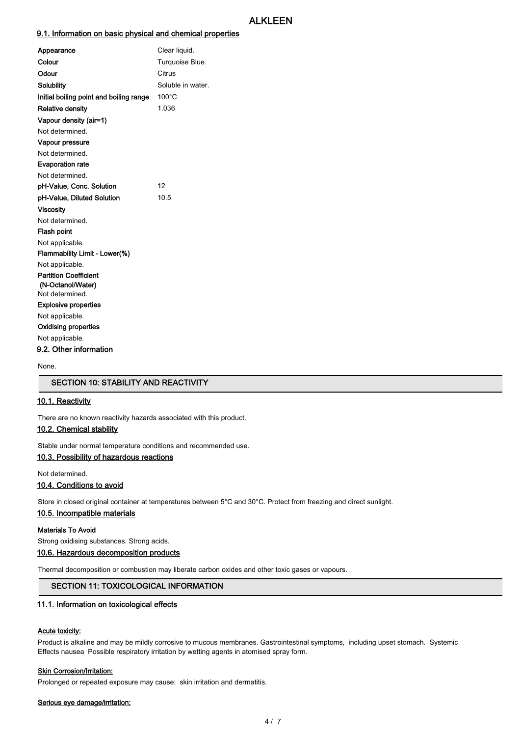## 9.1. Information on basic physical and chemical properties

| Property | Value |
|---|---|
| **Appearance** | Clear liquid. |
| **Colour** | Turquoise Blue. |
| **Odour** | Citrus |
| **Solubility** | Soluble in water. |
| **Initial boiling point and boiling range** | 100°C |
| **Relative density** | 1.036 |

**Vapour density (air=1)**

Not determined.

**Vapour pressure**

Not determined.

**Evaporation rate**

Not determined.

| Property | Value |
|---|---|
| **pH-Value, Conc. Solution** | 12 |
| **pH-Value, Diluted Solution** | 10.5 |

**Viscosity**

Not determined.

**Flash point**

Not applicable.

**Flammability Limit - Lower(%)**

Not applicable.

**Partition Coefficient (N-Octanol/Water)**

Not determined.

**Explosive properties**

Not applicable.

**Oxidising properties**

Not applicable.

## 9.2. Other information

None.

# SECTION 10: STABILITY AND REACTIVITY

## 10.1. Reactivity

There are no known reactivity hazards associated with this product.

## 10.2. Chemical stability

Stable under normal temperature conditions and recommended use.

## 10.3. Possibility of hazardous reactions

Not determined.

## 10.4. Conditions to avoid

Store in closed original container at temperatures between 5°C and 30°C. Protect from freezing and direct sunlight.

## 10.5. Incompatible materials

**Materials To Avoid**

Strong oxidising substances. Strong acids.

## 10.6. Hazardous decomposition products

Thermal decomposition or combustion may liberate carbon oxides and other toxic gases or vapours.

# SECTION 11: TOXICOLOGICAL INFORMATION

## 11.1. Information on toxicological effects

**Acute toxicity:**

Product is alkaline and may be mildly corrosive to mucous membranes. Gastrointestinal symptoms, including upset stomach. Systemic Effects nausea Possible respiratory irritation by wetting agents in atomised spray form.

**Skin Corrosion/Irritation:**

Prolonged or repeated exposure may cause: skin irritation and dermatitis.

**Serious eye damage/irritation:**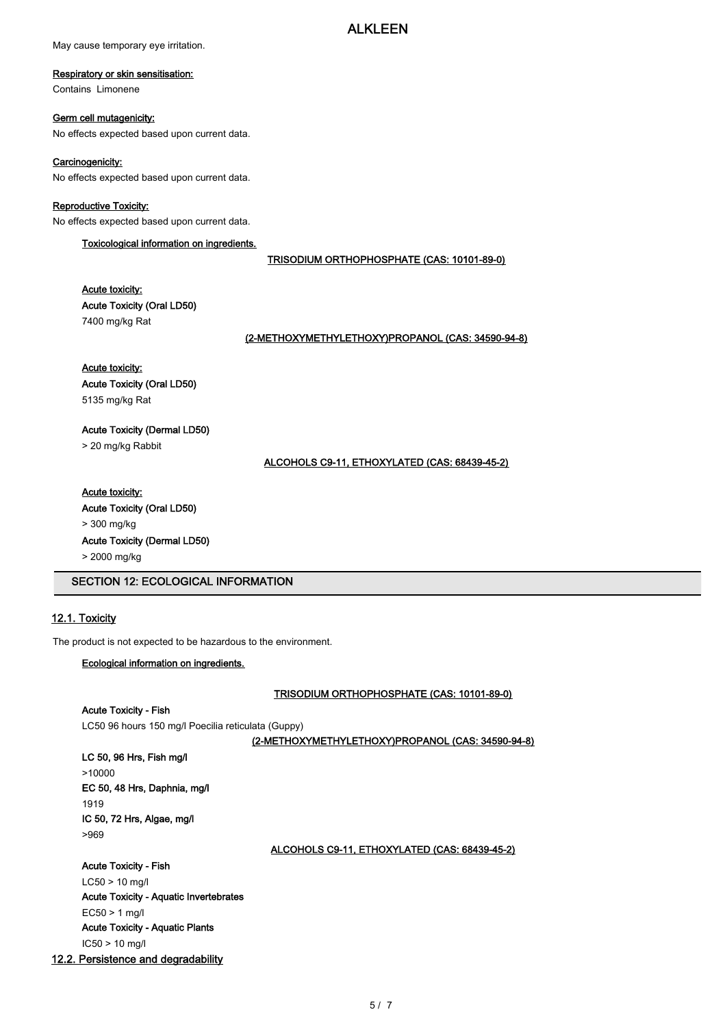May cause temporary eye irritation.

**Respiratory or skin sensitisation:**

Contains Limonene

**Germ cell mutagenicity:**

No effects expected based upon current data.

**Carcinogenicity:**

No effects expected based upon current data.

**Reproductive Toxicity:**

No effects expected based upon current data.

**Toxicological information on ingredients.**

**TRISODIUM ORTHOPHOSPHATE (CAS: 10101-89-0)**

**Acute toxicity:**

**Acute Toxicity (Oral LD50)**

7400 mg/kg Rat

**(2-METHOXYMETHYLETHOXY)PROPANOL (CAS: 34590-94-8)**

**Acute toxicity:**

**Acute Toxicity (Oral LD50)**

5135 mg/kg Rat

**Acute Toxicity (Dermal LD50)**

> 20 mg/kg Rabbit

**ALCOHOLS C9-11, ETHOXYLATED (CAS: 68439-45-2)**

**Acute toxicity:**

**Acute Toxicity (Oral LD50)**

> 300 mg/kg

**Acute Toxicity (Dermal LD50)**

> 2000 mg/kg

## SECTION 12: ECOLOGICAL INFORMATION

### 12.1. Toxicity

The product is not expected to be hazardous to the environment.

**Ecological information on ingredients.**

**TRISODIUM ORTHOPHOSPHATE (CAS: 10101-89-0)**

**Acute Toxicity - Fish**

LC50 96 hours 150 mg/l Poecilia reticulata (Guppy)

**(2-METHOXYMETHYLETHOXY)PROPANOL (CAS: 34590-94-8)**

**LC 50, 96 Hrs, Fish mg/l**

>10000

**EC 50, 48 Hrs, Daphnia, mg/l**

1919

**IC 50, 72 Hrs, Algae, mg/l**

>969

**ALCOHOLS C9-11, ETHOXYLATED (CAS: 68439-45-2)**

**Acute Toxicity - Fish**

LC50 > 10 mg/l

**Acute Toxicity - Aquatic Invertebrates**

EC50 > 1 mg/l

**Acute Toxicity - Aquatic Plants**

IC50 > 10 mg/l

### 12.2. Persistence and degradability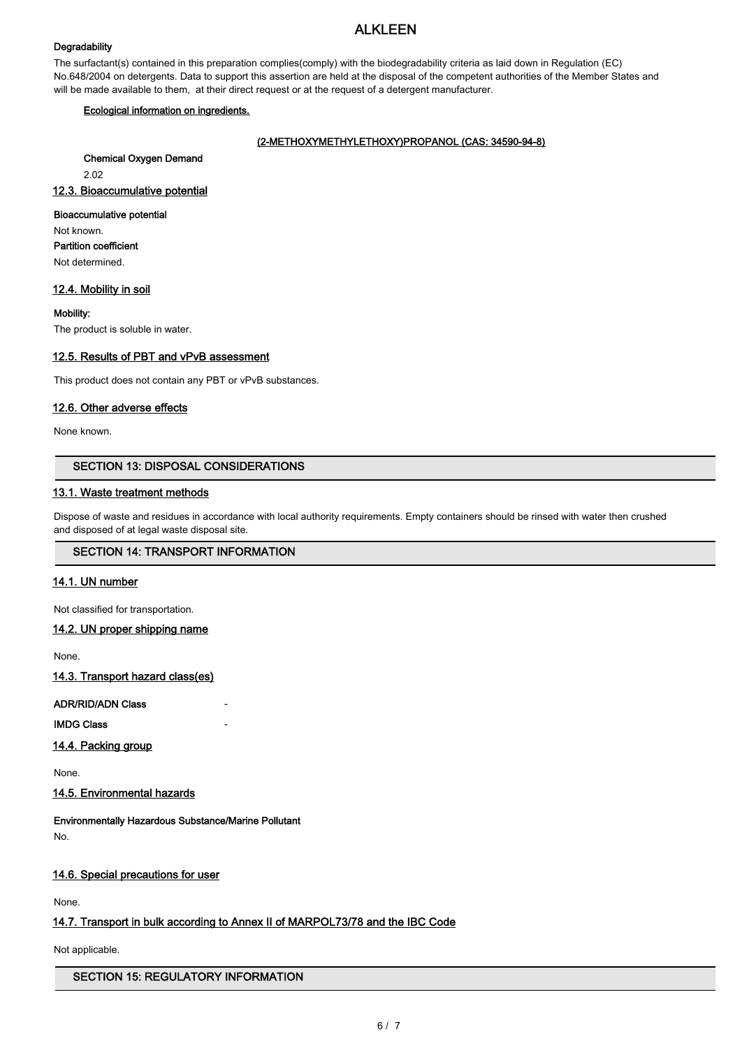#### Degradability

The surfactant(s) contained in this preparation complies(comply) with the biodegradability criteria as laid down in Regulation (EC) No.648/2004 on detergents. Data to support this assertion are held at the disposal of the competent authorities of the Member States and will be made available to them, at their direct request or at the request of a detergent manufacturer.

**Ecological information on ingredients.**

**(2-METHOXYMETHYLETHOXY)PROPANOL (CAS: 34590-94-8)**

**Chemical Oxygen Demand**

2.02

### 12.3. Bioaccumulative potential

**Bioaccumulative potential**

Not known.

**Partition coefficient**

Not determined.

### 12.4. Mobility in soil

**Mobility:**

The product is soluble in water.

### 12.5. Results of PBT and vPvB assessment

This product does not contain any PBT or vPvB substances.

### 12.6. Other adverse effects

None known.

## SECTION 13: DISPOSAL CONSIDERATIONS

### 13.1. Waste treatment methods

Dispose of waste and residues in accordance with local authority requirements. Empty containers should be rinsed with water then crushed and disposed of at legal waste disposal site.

## SECTION 14: TRANSPORT INFORMATION

### 14.1. UN number

Not classified for transportation.

### 14.2. UN proper shipping name

None.

### 14.3. Transport hazard class(es)

**ADR/RID/ADN Class** -

**IMDG Class** -

### 14.4. Packing group

None.

### 14.5. Environmental hazards

**Environmentally Hazardous Substance/Marine Pollutant**

No.

### 14.6. Special precautions for user

None.

### 14.7. Transport in bulk according to Annex II of MARPOL73/78 and the IBC Code

Not applicable.

## SECTION 15: REGULATORY INFORMATION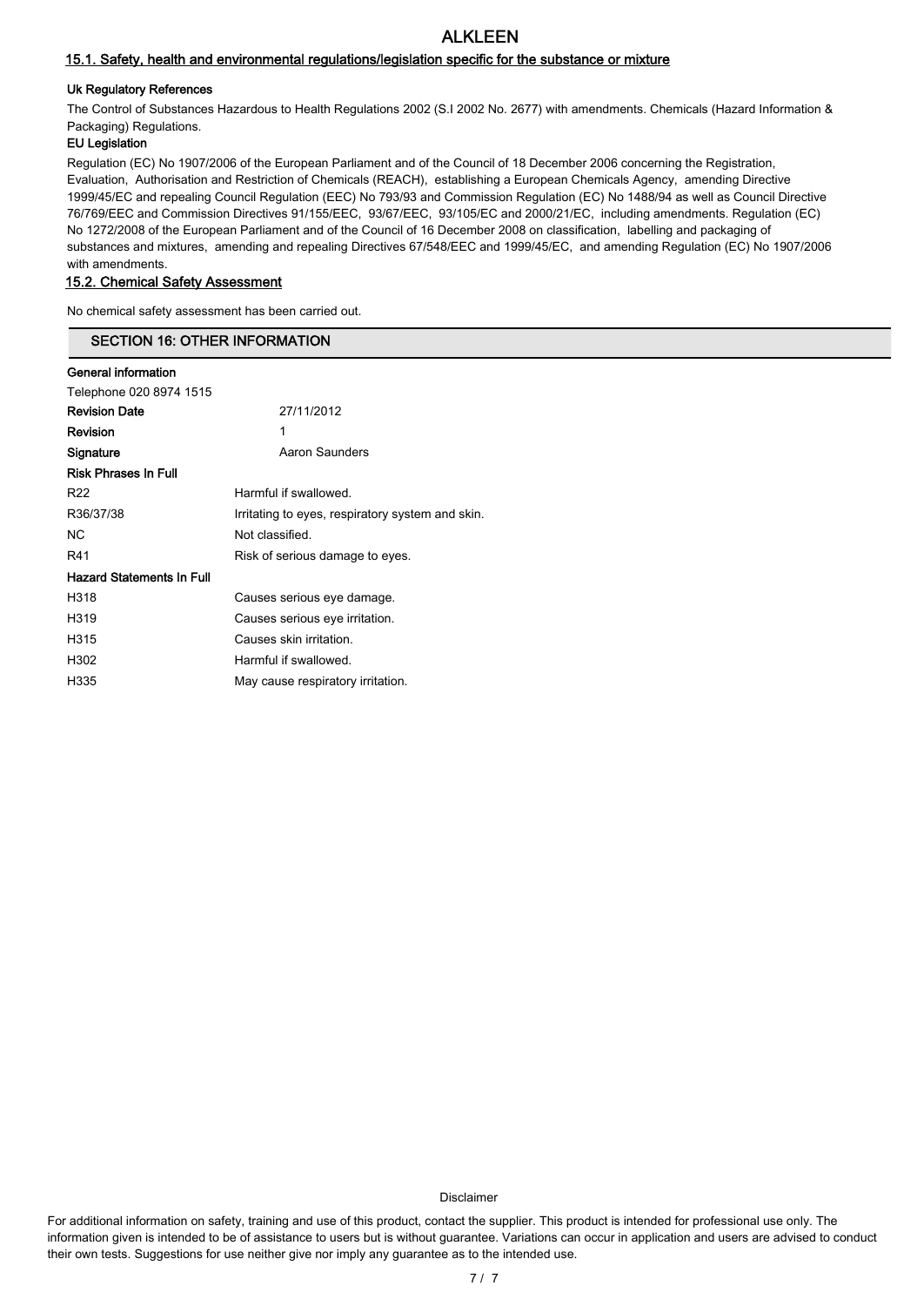## 15.1. Safety, health and environmental regulations/legislation specific for the substance or mixture

**Uk Regulatory References**

The Control of Substances Hazardous to Health Regulations 2002 (S.I 2002 No. 2677) with amendments. Chemicals (Hazard Information & Packaging) Regulations.

**EU Legislation**

Regulation (EC) No 1907/2006 of the European Parliament and of the Council of 18 December 2006 concerning the Registration, Evaluation, Authorisation and Restriction of Chemicals (REACH), establishing a European Chemicals Agency, amending Directive 1999/45/EC and repealing Council Regulation (EEC) No 793/93 and Commission Regulation (EC) No 1488/94 as well as Council Directive 76/769/EEC and Commission Directives 91/155/EEC, 93/67/EEC, 93/105/EC and 2000/21/EC, including amendments. Regulation (EC) No 1272/2008 of the European Parliament and of the Council of 16 December 2008 on classification, labelling and packaging of substances and mixtures, amending and repealing Directives 67/548/EEC and 1999/45/EC, and amending Regulation (EC) No 1907/2006 with amendments.

## 15.2. Chemical Safety Assessment

No chemical safety assessment has been carried out.

# SECTION 16: OTHER INFORMATION

**General information**

Telephone 020 8974 1515

| | |
|---|---|
| **Revision Date** | 27/11/2012 |
| **Revision** | 1 |
| **Signature** | Aaron Saunders |

**Risk Phrases In Full**

| | |
|---|---|
| R22 | Harmful if swallowed. |
| R36/37/38 | Irritating to eyes, respiratory system and skin. |
| NC | Not classified. |
| R41 | Risk of serious damage to eyes. |

**Hazard Statements In Full**

| | |
|---|---|
| H318 | Causes serious eye damage. |
| H319 | Causes serious eye irritation. |
| H315 | Causes skin irritation. |
| H302 | Harmful if swallowed. |
| H335 | May cause respiratory irritation. |

Disclaimer

For additional information on safety, training and use of this product, contact the supplier. This product is intended for professional use only. The information given is intended to be of assistance to users but is without guarantee. Variations can occur in application and users are advised to conduct their own tests. Suggestions for use neither give nor imply any guarantee as to the intended use.